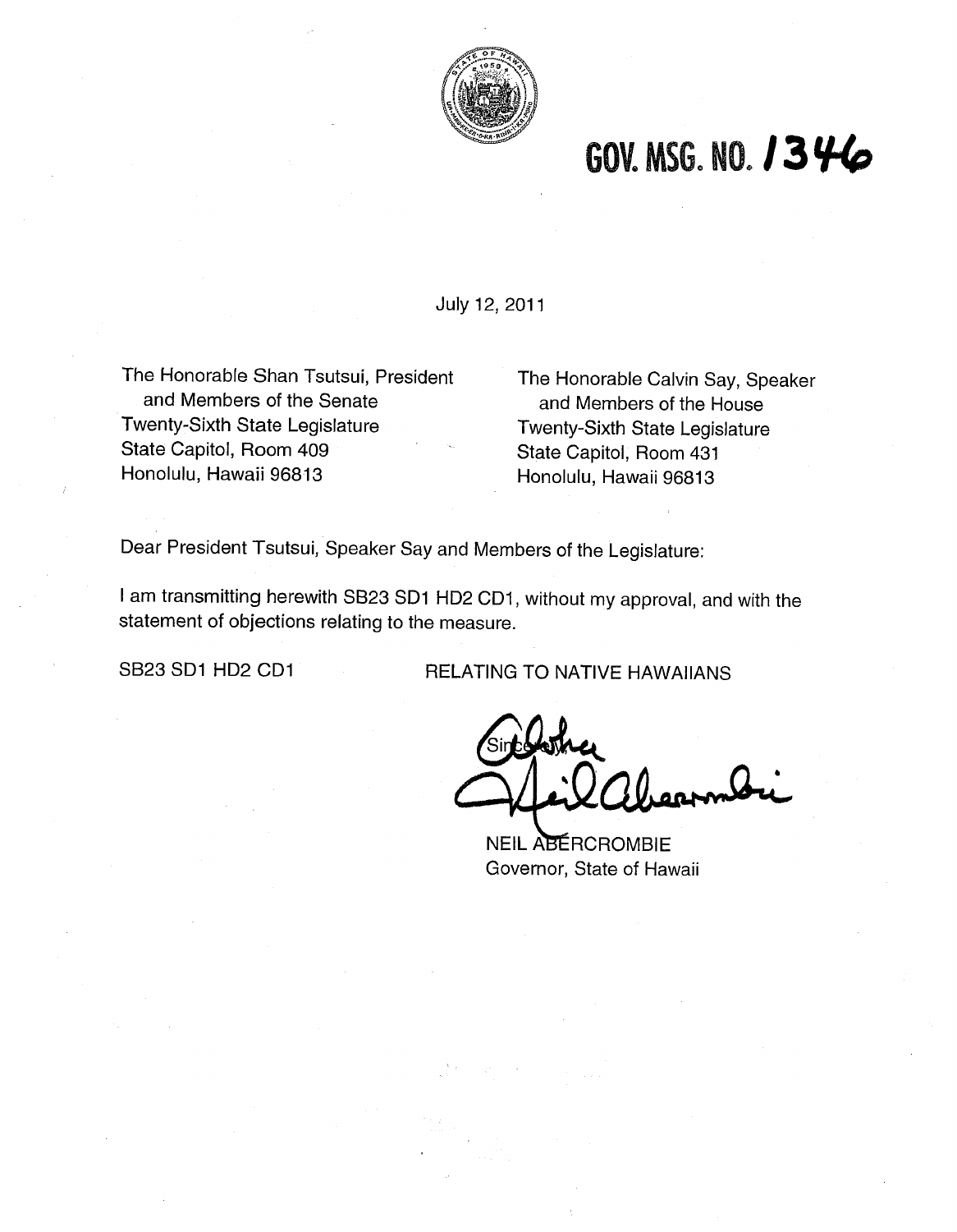# GOV. MSG. NO. 1346

July 12, 2011

The Honorable Shan Tsutsui, President
and Members of the Senate
Twenty-Sixth State Legislature
State Capitol, Room 409
Honolulu, Hawaii 96813

The Honorable Calvin Say, Speaker
and Members of the House
Twenty-Sixth State Legislature
State Capitol, Room 431
Honolulu, Hawaii 96813

Dear President Tsutsui, Speaker Say and Members of the Legislature:

I am transmitting herewith SB23 SD1 HD2 CD1, without my approval, and with the statement of objections relating to the measure.

SB23 SD1 HD2 CD1 RELATING TO NATIVE HAWAIIANS

Sincerely,

Aloha
Neil Abercrombie

NEIL ABERCROMBIE
Governor, State of Hawaii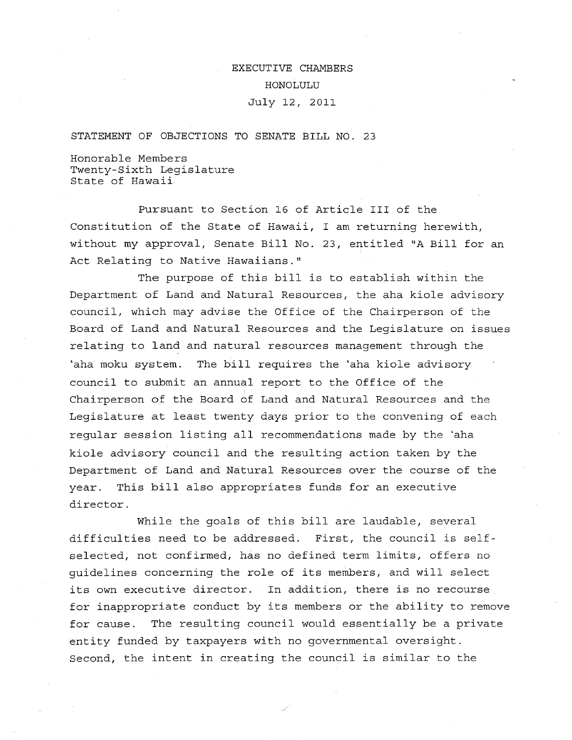EXECUTIVE CHAMBERS

HONOLULU

July 12, 2011

STATEMENT OF OBJECTIONS TO SENATE BILL NO. 23

Honorable Members
Twenty-Sixth Legislature
State of Hawaii

Pursuant to Section 16 of Article III of the Constitution of the State of Hawaii, I am returning herewith, without my approval, Senate Bill No. 23, entitled "A Bill for an Act Relating to Native Hawaiians."

The purpose of this bill is to establish within the Department of Land and Natural Resources, the aha kiole advisory council, which may advise the Office of the Chairperson of the Board of Land and Natural Resources and the Legislature on issues relating to land and natural resources management through the 'aha moku system. The bill requires the 'aha kiole advisory council to submit an annual report to the Office of the Chairperson of the Board of Land and Natural Resources and the Legislature at least twenty days prior to the convening of each regular session listing all recommendations made by the 'aha kiole advisory council and the resulting action taken by the Department of Land and Natural Resources over the course of the year. This bill also appropriates funds for an executive director.

While the goals of this bill are laudable, several difficulties need to be addressed. First, the council is self-selected, not confirmed, has no defined term limits, offers no guidelines concerning the role of its members, and will select its own executive director. In addition, there is no recourse for inappropriate conduct by its members or the ability to remove for cause. The resulting council would essentially be a private entity funded by taxpayers with no governmental oversight. Second, the intent in creating the council is similar to the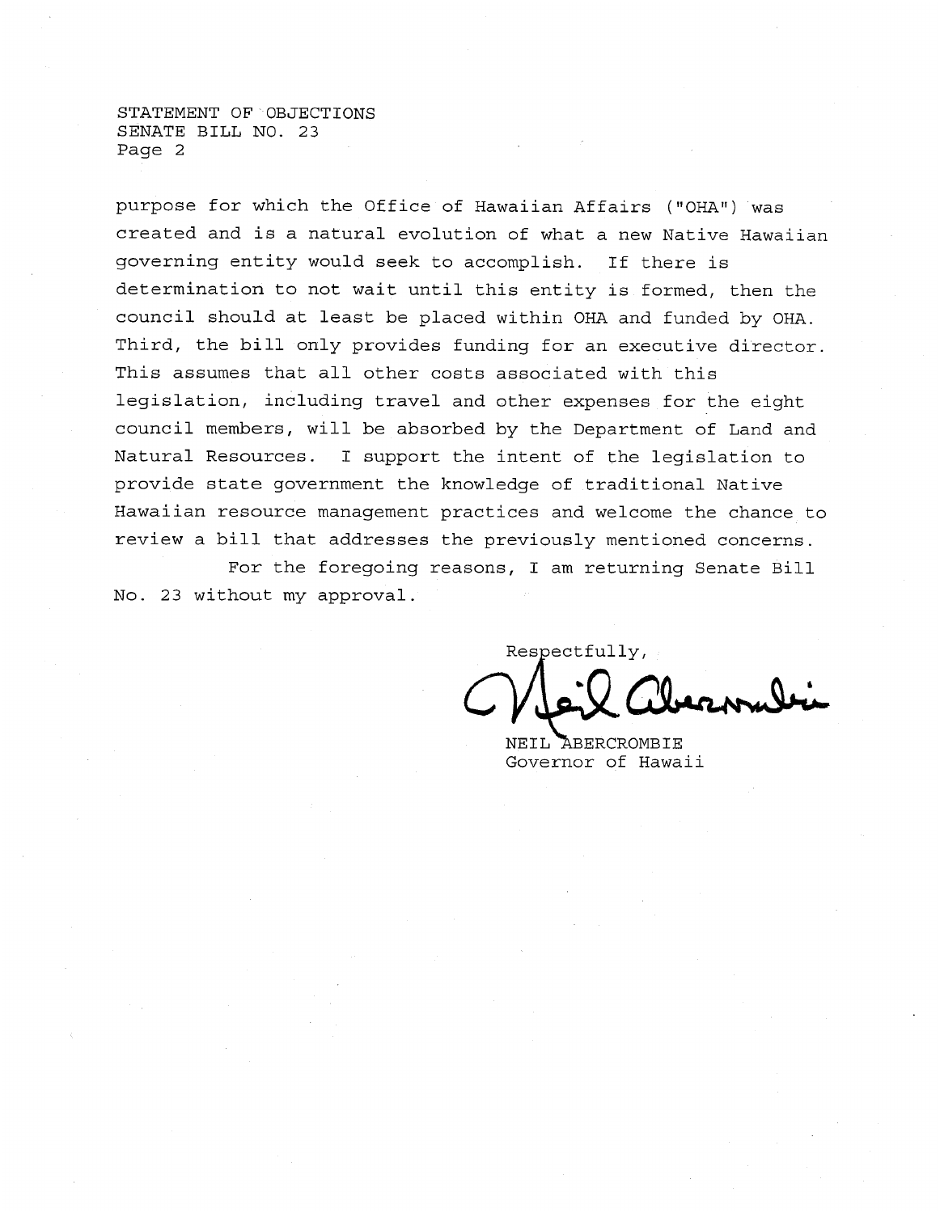STATEMENT OF OBJECTIONS
SENATE BILL NO. 23

purpose for which the Office of Hawaiian Affairs ("OHA") was created and is a natural evolution of what a new Native Hawaiian governing entity would seek to accomplish. If there is determination to not wait until this entity is formed, then the council should at least be placed within OHA and funded by OHA. Third, the bill only provides funding for an executive director. This assumes that all other costs associated with this legislation, including travel and other expenses for the eight council members, will be absorbed by the Department of Land and Natural Resources. I support the intent of the legislation to provide state government the knowledge of traditional Native Hawaiian resource management practices and welcome the chance to review a bill that addresses the previously mentioned concerns.

For the foregoing reasons, I am returning Senate Bill No. 23 without my approval.

Respectfully,

NEIL ABERCROMBIE
Governor of Hawaii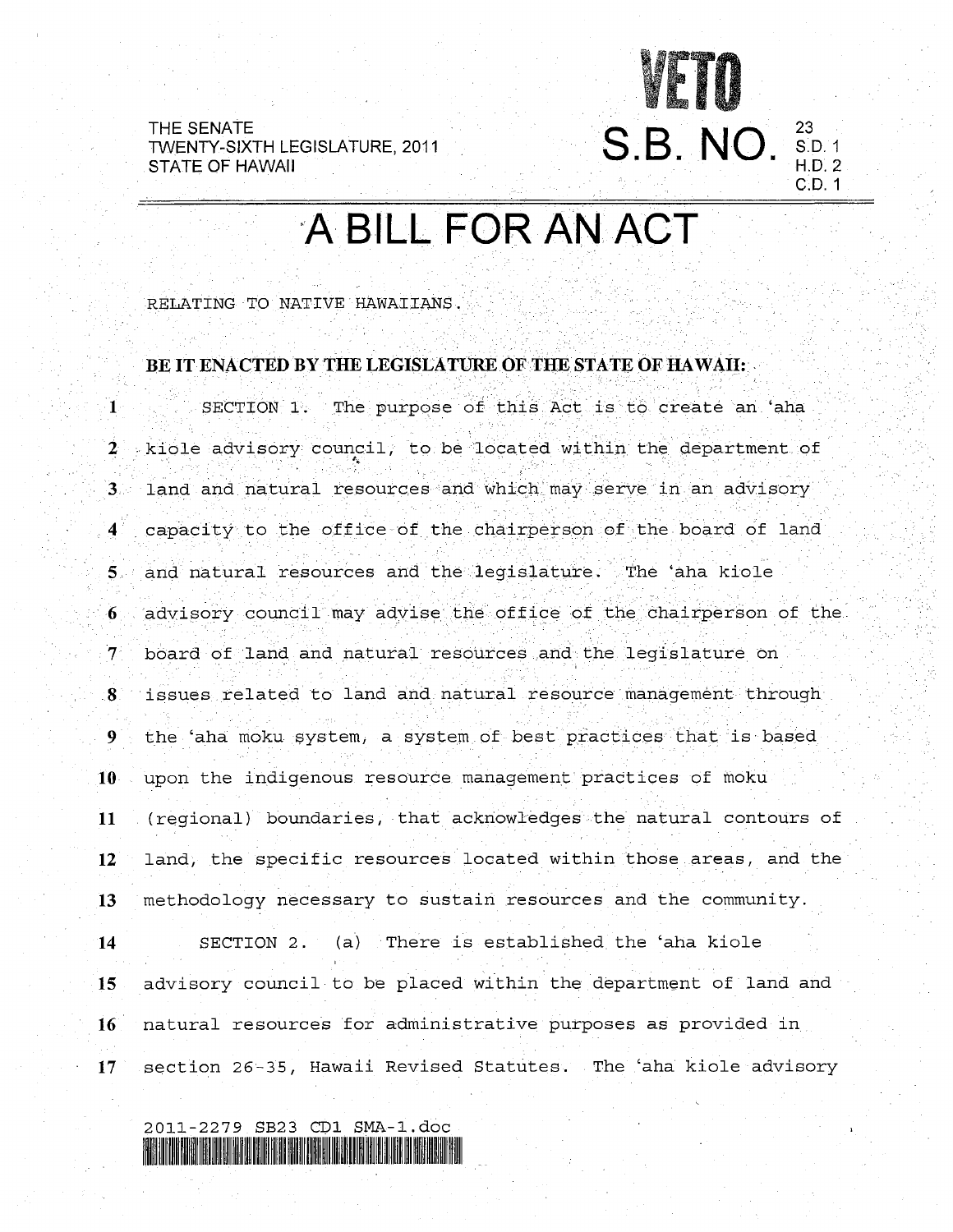VETO

THE SENATE
TWENTY-SIXTH LEGISLATURE, 2011
STATE OF HAWAII

**S.B. NO.** 23 S.D. 1 H.D. 2 C.D. 1

# A BILL FOR AN ACT

RELATING TO NATIVE HAWAIIANS.

**BE IT ENACTED BY THE LEGISLATURE OF THE STATE OF HAWAII:**

SECTION 1. The purpose of this Act is to create an ʻaha kiole advisory council, to be located within the department of land and natural resources and which may serve in an advisory capacity to the office of the chairperson of the board of land and natural resources and the legislature. The ʻaha kiole advisory council may advise the office of the chairperson of the board of land and natural resources and the legislature on issues related to land and natural resource management through the ʻaha moku system, a system of best practices that is based upon the indigenous resource management practices of moku (regional) boundaries, that acknowledges the natural contours of land, the specific resources located within those areas, and the methodology necessary to sustain resources and the community.

SECTION 2. (a) There is established the ʻaha kiole advisory council to be placed within the department of land and natural resources for administrative purposes as provided in section 26-35, Hawaii Revised Statutes. The ʻaha kiole advisory

2011-2279 SB23 CD1 SMA-1.doc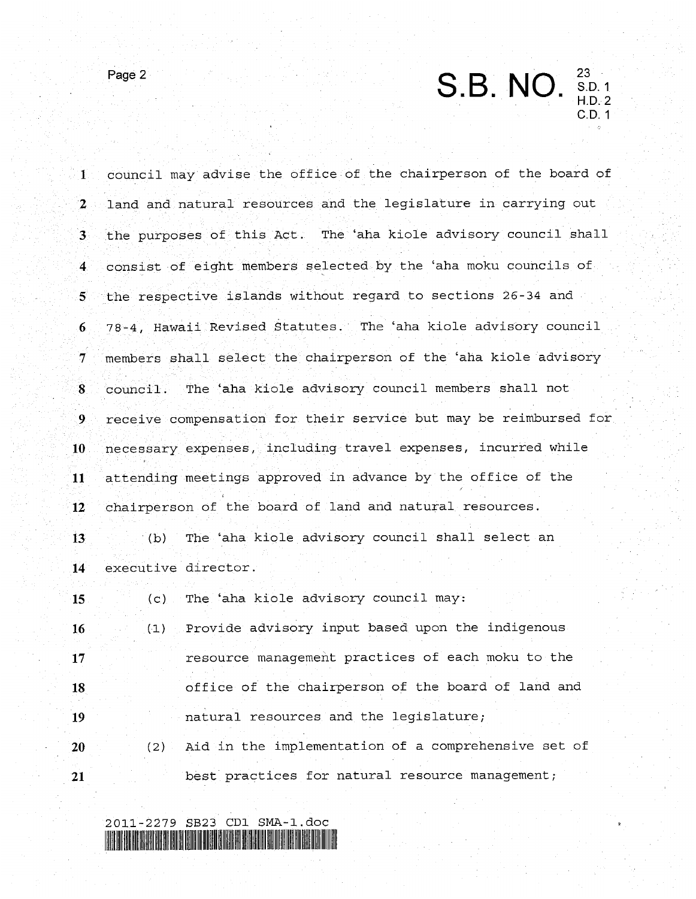council may advise the office of the chairperson of the board of land and natural resources and the legislature in carrying out the purposes of this Act. The ʻaha kiole advisory council shall consist of eight members selected by the ʻaha moku councils of the respective islands without regard to sections 26-34 and 78-4, Hawaii Revised Statutes. The ʻaha kiole advisory council members shall select the chairperson of the ʻaha kiole advisory council. The ʻaha kiole advisory council members shall not receive compensation for their service but may be reimbursed for necessary expenses, including travel expenses, incurred while attending meetings approved in advance by the office of the chairperson of the board of land and natural resources.

(b) The ʻaha kiole advisory council shall select an executive director.

(c) The ʻaha kiole advisory council may:

(1) Provide advisory input based upon the indigenous resource management practices of each moku to the office of the chairperson of the board of land and natural resources and the legislature;

(2) Aid in the implementation of a comprehensive set of best practices for natural resource management;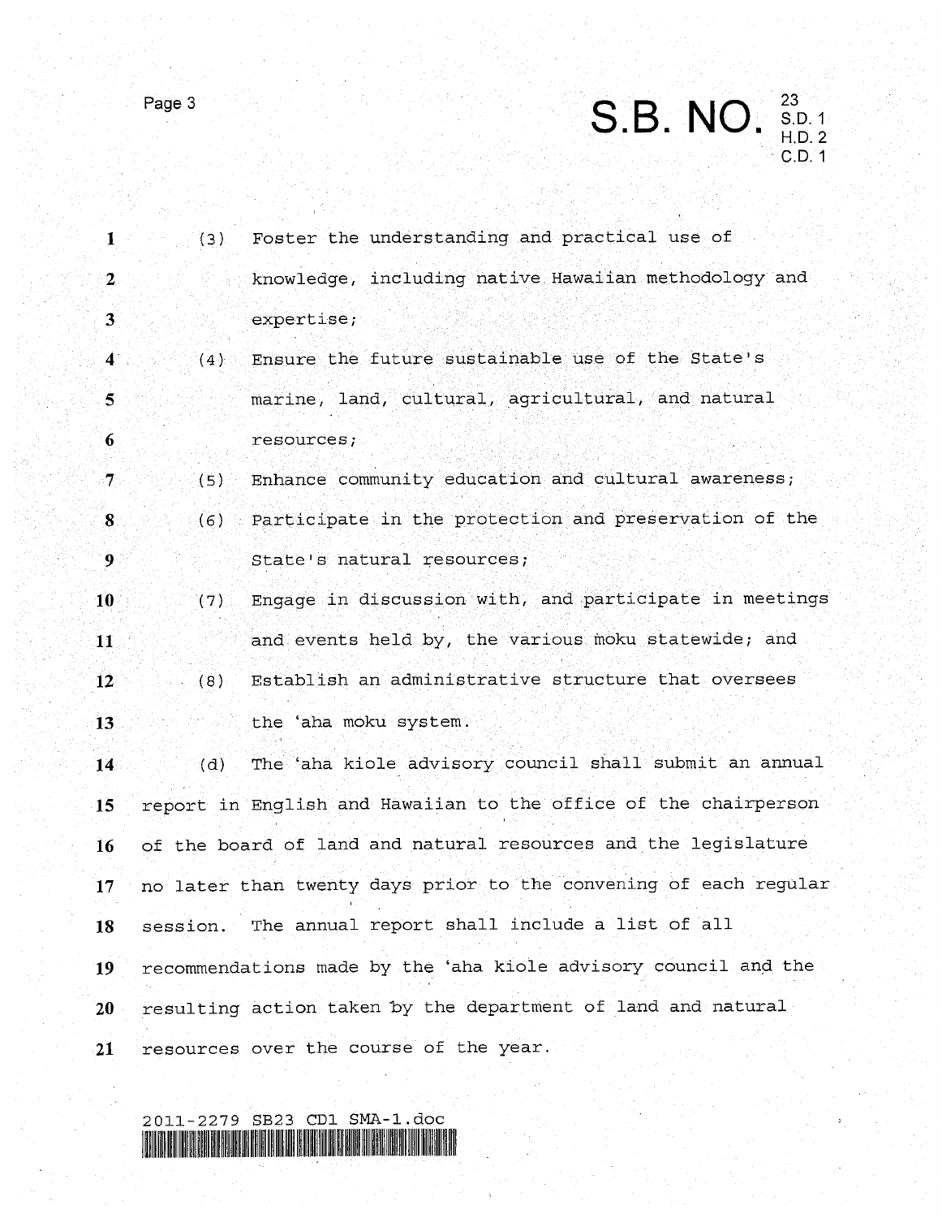(3) Foster the understanding and practical use of knowledge, including native Hawaiian methodology and expertise;

(4) Ensure the future sustainable use of the State's marine, land, cultural, agricultural, and natural resources;

(5) Enhance community education and cultural awareness;

(6) Participate in the protection and preservation of the State's natural resources;

(7) Engage in discussion with, and participate in meetings and events held by, the various moku statewide; and

(8) Establish an administrative structure that oversees the ʻaha moku system.

(d) The ʻaha kiole advisory council shall submit an annual report in English and Hawaiian to the office of the chairperson of the board of land and natural resources and the legislature no later than twenty days prior to the convening of each regular session. The annual report shall include a list of all recommendations made by the ʻaha kiole advisory council and the resulting action taken by the department of land and natural resources over the course of the year.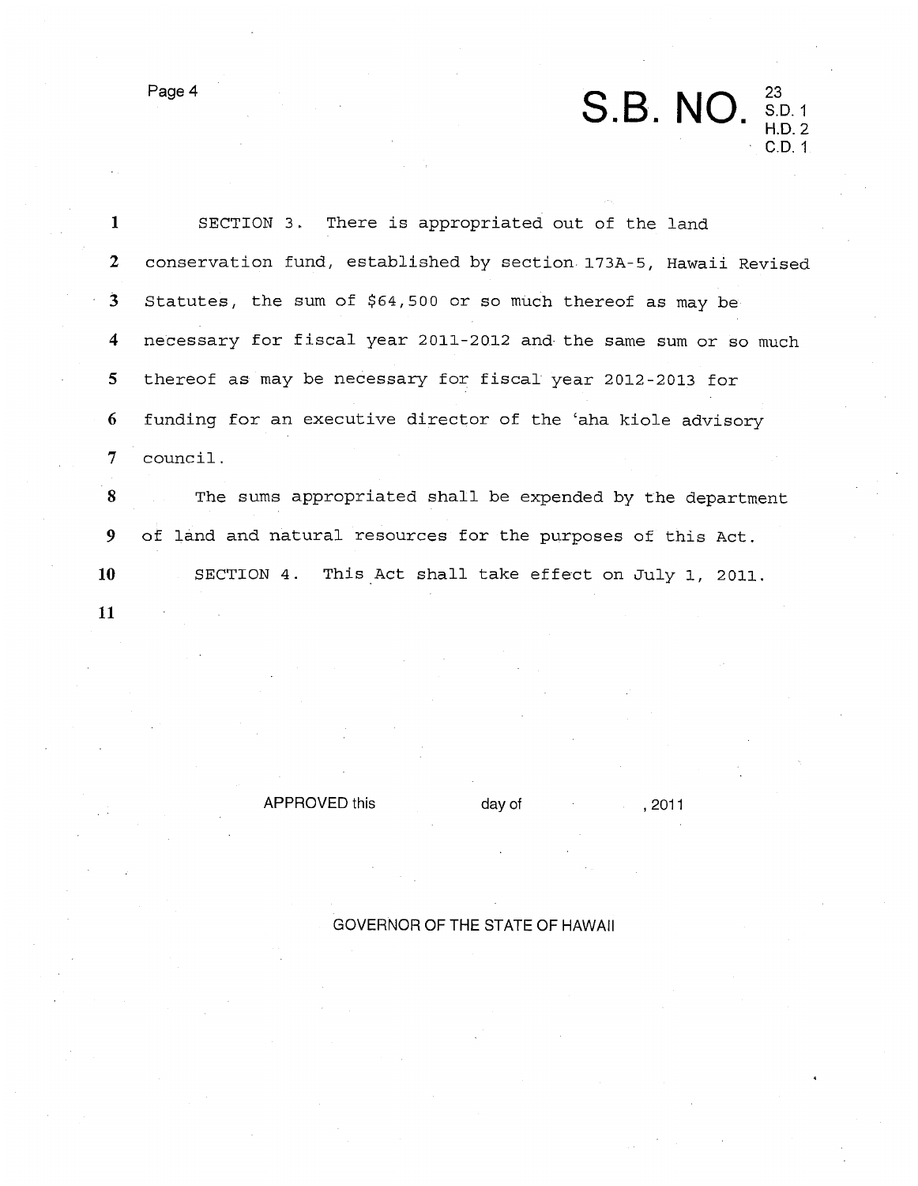SECTION 3. There is appropriated out of the land conservation fund, established by section 173A-5, Hawaii Revised Statutes, the sum of $64,500 or so much thereof as may be necessary for fiscal year 2011-2012 and the same sum or so much thereof as may be necessary for fiscal year 2012-2013 for funding for an executive director of the ʻaha kiole advisory council.

The sums appropriated shall be expended by the department of land and natural resources for the purposes of this Act.

SECTION 4. This Act shall take effect on July 1, 2011.

APPROVED this ______ day of ______, 2011

GOVERNOR OF THE STATE OF HAWAII